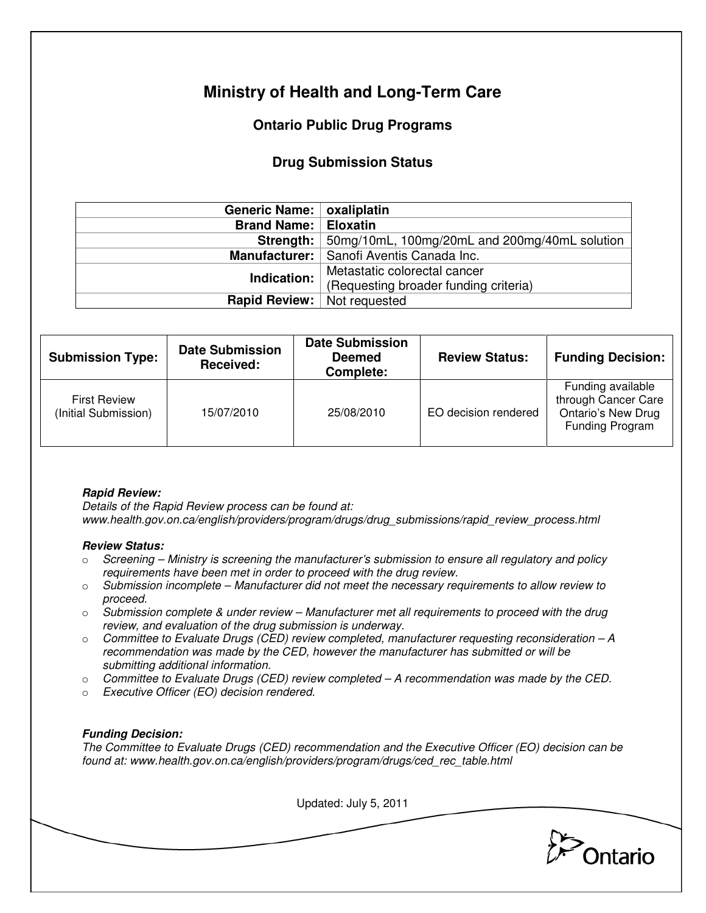# Ministry of Health and Long-Term Care

## Ontario Public Drug Programs

### Drug Submission Status

| | |
|---|---|
| **Generic Name:** | **oxaliplatin** |
| **Brand Name:** | **Eloxatin** |
| **Strength:** | 50mg/10mL, 100mg/20mL and 200mg/40mL solution |
| **Manufacturer:** | Sanofi Aventis Canada Inc. |
| **Indication:** | Metastatic colorectal cancer (Requesting broader funding criteria) |
| **Rapid Review:** | Not requested |

| Submission Type: | Date Submission Received: | Date Submission Deemed Complete: | Review Status: | Funding Decision: |
|---|---|---|---|---|
| First Review (Initial Submission) | 15/07/2010 | 25/08/2010 | EO decision rendered | Funding available through Cancer Care Ontario's New Drug Funding Program |

***Rapid Review:***

*Details of the Rapid Review process can be found at: www.health.gov.on.ca/english/providers/program/drugs/drug_submissions/rapid_review_process.html*

***Review Status:***

- *Screening – Ministry is screening the manufacturer's submission to ensure all regulatory and policy requirements have been met in order to proceed with the drug review.*
- *Submission incomplete – Manufacturer did not meet the necessary requirements to allow review to proceed.*
- *Submission complete & under review – Manufacturer met all requirements to proceed with the drug review, and evaluation of the drug submission is underway.*
- *Committee to Evaluate Drugs (CED) review completed, manufacturer requesting reconsideration – A recommendation was made by the CED, however the manufacturer has submitted or will be submitting additional information.*
- *Committee to Evaluate Drugs (CED) review completed – A recommendation was made by the CED.*
- *Executive Officer (EO) decision rendered.*

***Funding Decision:***

*The Committee to Evaluate Drugs (CED) recommendation and the Executive Officer (EO) decision can be found at: www.health.gov.on.ca/english/providers/program/drugs/ced_rec_table.html*

Updated: July 5, 2011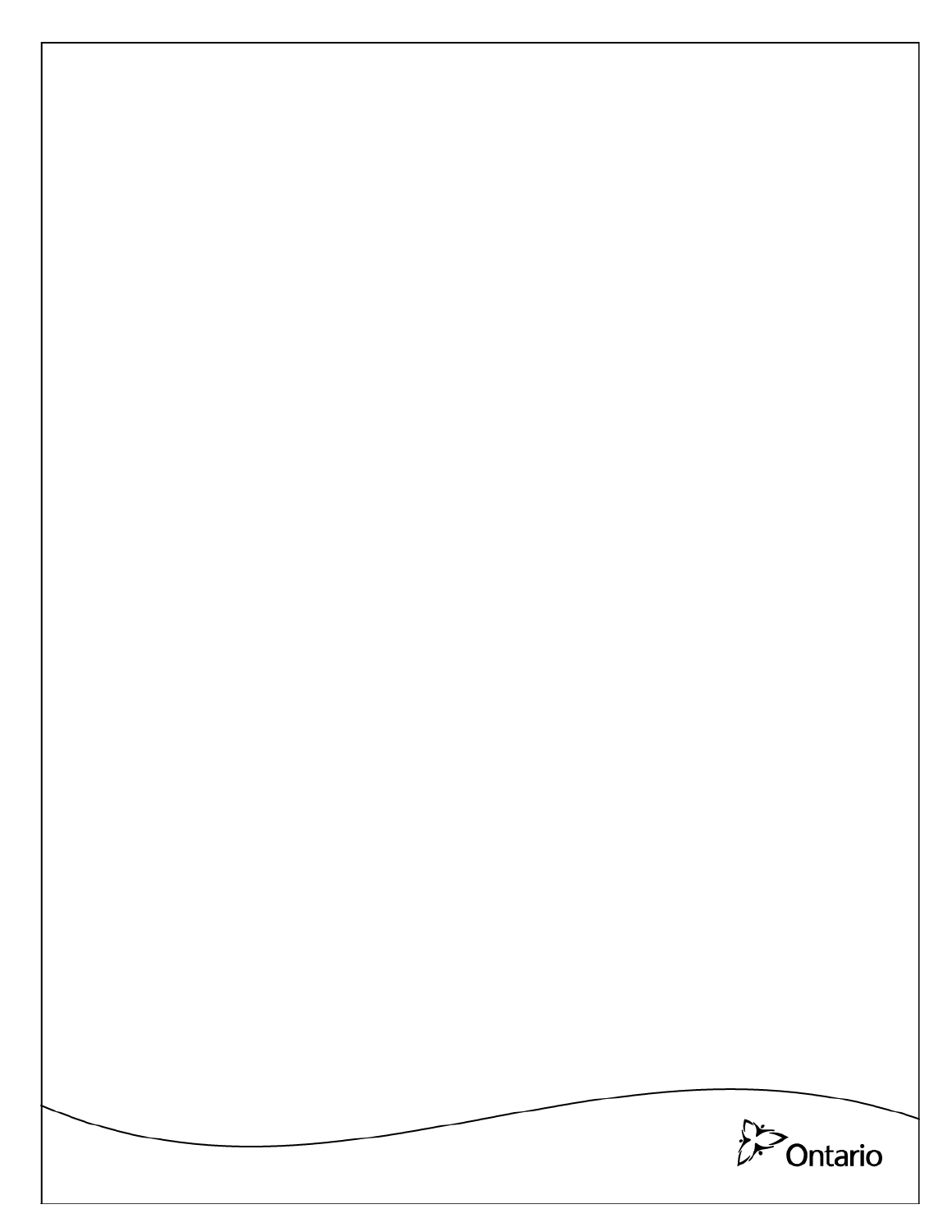Ontario